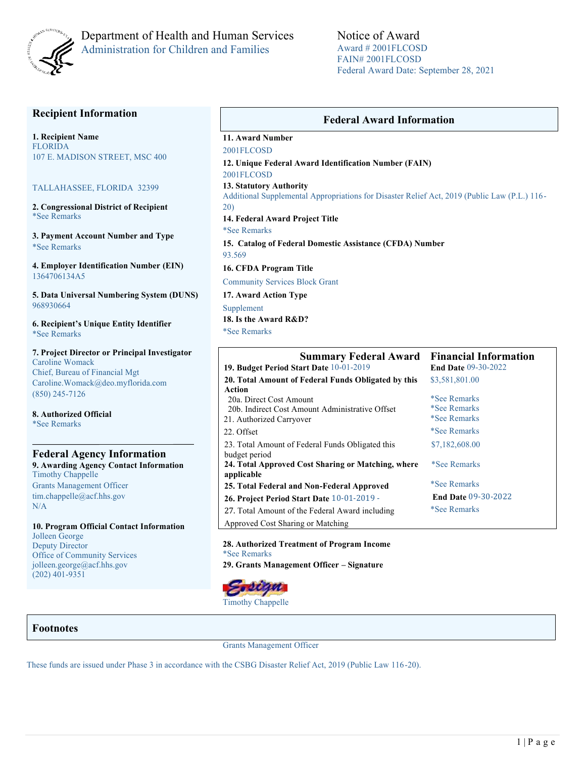Department of Health and Human Services
Administration for Children and Families

# Notice of Award

Award # 2001FLCOSD
FAIN# 2001FLCOSD
Federal Award Date: September 28, 2021

## Recipient Information

**1. Recipient Name**
FLORIDA
107 E. MADISON STREET, MSC 400

TALLAHASSEE, FLORIDA 32399

**2. Congressional District of Recipient**
*See Remarks

**3. Payment Account Number and Type**
*See Remarks

**4. Employer Identification Number (EIN)**
1364706134A5

**5. Data Universal Numbering System (DUNS)**
968930664

**6. Recipient's Unique Entity Identifier**
*See Remarks

**7. Project Director or Principal Investigator**
Caroline Womack
Chief, Bureau of Financial Mgt
Caroline.Womack@deo.myflorida.com
(850) 245-7126

**8. Authorized Official**
*See Remarks

## Federal Agency Information

**9. Awarding Agency Contact Information**
Timothy Chappelle
Grants Management Officer
tim.chappelle@acf.hhs.gov
N/A

**10. Program Official Contact Information**
Jolleen George
Deputy Director
Office of Community Services
jolleen.george@acf.hhs.gov
(202) 401-9351

## Federal Award Information

**11. Award Number**
2001FLCOSD

**12. Unique Federal Award Identification Number (FAIN)**
2001FLCOSD

**13. Statutory Authority**
Additional Supplemental Appropriations for Disaster Relief Act, 2019 (Public Law (P.L.) 116-20)

**14. Federal Award Project Title**
*See Remarks

**15. Catalog of Federal Domestic Assistance (CFDA) Number**
93.569

**16. CFDA Program Title**
Community Services Block Grant

**17. Award Action Type**
Supplement

**18. Is the Award R&D?**
*See Remarks

## Summary Federal Award Financial Information

| Item | Value |
|---|---|
| **19. Budget Period Start Date** 10-01-2019 | **End Date** 09-30-2022 |
| **20. Total Amount of Federal Funds Obligated by this Action** | $3,581,801.00 |
| 20a. Direct Cost Amount | *See Remarks |
| 20b. Indirect Cost Amount Administrative Offset | *See Remarks |
| 21. Authorized Carryover | *See Remarks |
| 22. Offset | *See Remarks |
| 23. Total Amount of Federal Funds Obligated this budget period | $7,182,608.00 |
| **24. Total Approved Cost Sharing or Matching, where applicable** | *See Remarks |
| **25. Total Federal and Non-Federal Approved** | *See Remarks |
| **26. Project Period Start Date** 10-01-2019 - | **End Date** 09-30-2022 |
| 27. Total Amount of the Federal Award including Approved Cost Sharing or Matching | *See Remarks |

**28. Authorized Treatment of Program Income**
*See Remarks

**29. Grants Management Officer – Signature**

Timothy Chappelle
Grants Management Officer

## Footnotes

These funds are issued under Phase 3 in accordance with the CSBG Disaster Relief Act, 2019 (Public Law 116-20).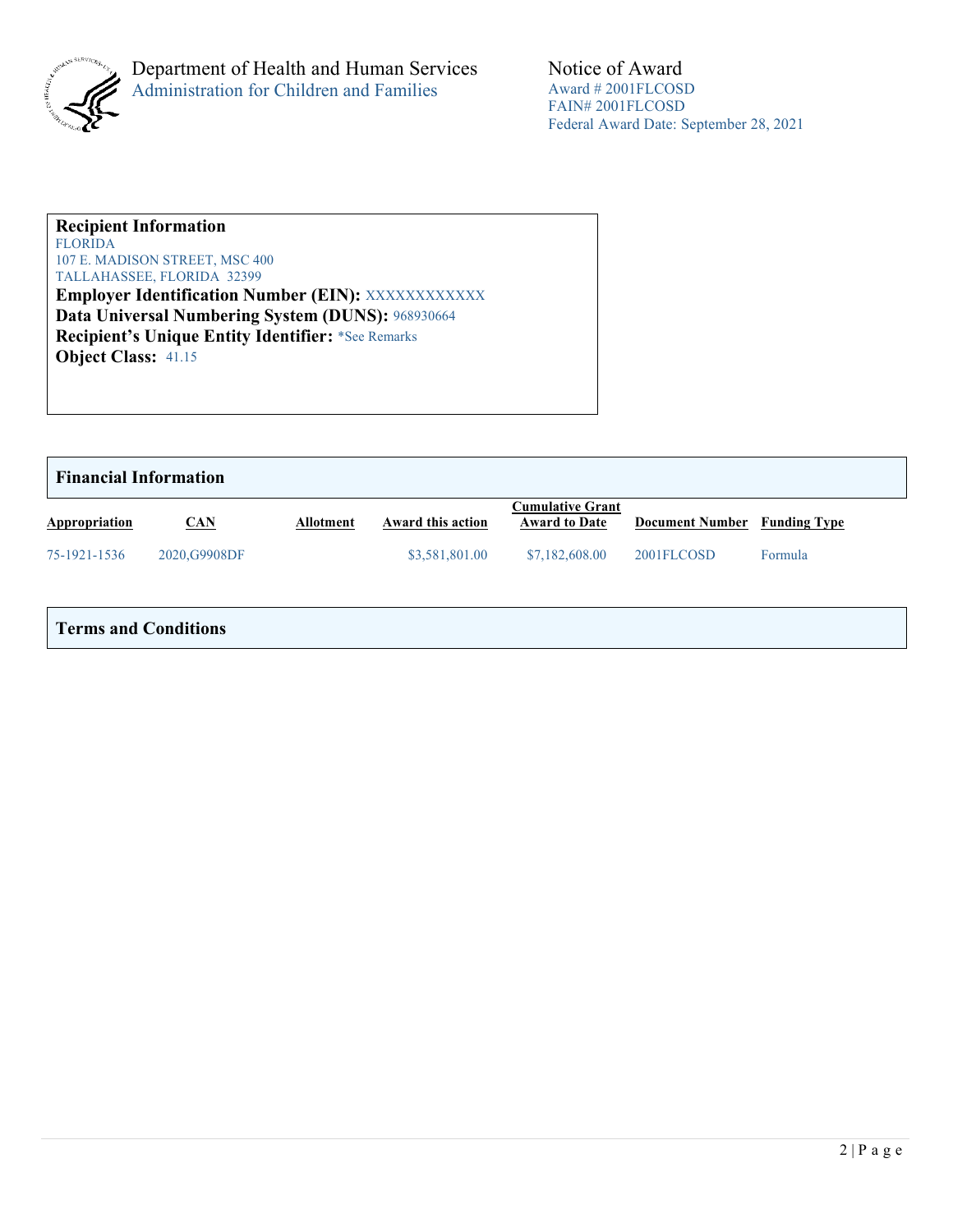Department of Health and Human Services
Administration for Children and Families

Notice of Award
Award # 2001FLCOSD
FAIN# 2001FLCOSD
Federal Award Date: September 28, 2021

**Recipient Information**
FLORIDA
107 E. MADISON STREET, MSC 400
TALLAHASSEE, FLORIDA 32399
**Employer Identification Number (EIN):** XXXXXXXXXXXX
**Data Universal Numbering System (DUNS):** 968930664
**Recipient's Unique Entity Identifier:** *See Remarks
**Object Class:** 41.15

## Financial Information

| Appropriation | CAN | Allotment | Award this action | Cumulative Grant Award to Date | Document Number | Funding Type |
|---|---|---|---|---|---|---|
| 75-1921-1536 | 2020,G9908DF | | $3,581,801.00 | $7,182,608.00 | 2001FLCOSD | Formula |

## Terms and Conditions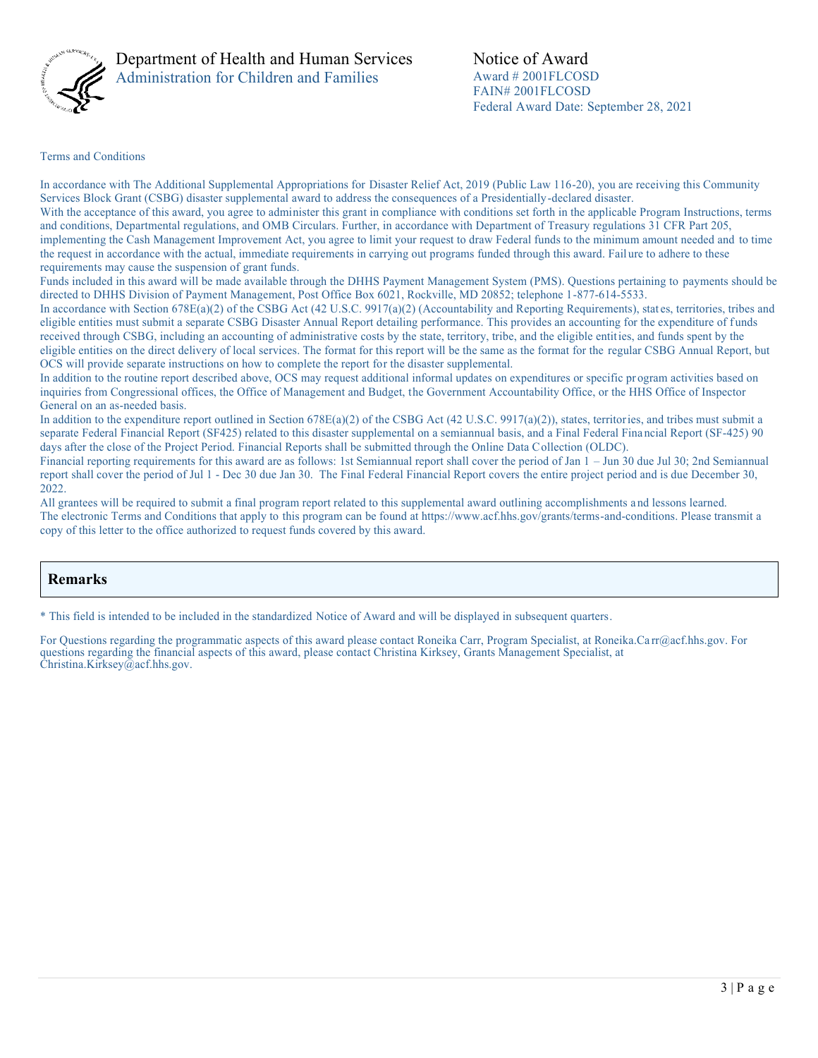Department of Health and Human Services
Administration for Children and Families

Notice of Award
Award # 2001FLCOSD
FAIN# 2001FLCOSD
Federal Award Date: September 28, 2021

Terms and Conditions

In accordance with The Additional Supplemental Appropriations for Disaster Relief Act, 2019 (Public Law 116-20), you are receiving this Community Services Block Grant (CSBG) disaster supplemental award to address the consequences of a Presidentially-declared disaster.
With the acceptance of this award, you agree to administer this grant in compliance with conditions set forth in the applicable Program Instructions, terms and conditions, Departmental regulations, and OMB Circulars. Further, in accordance with Department of Treasury regulations 31 CFR Part 205, implementing the Cash Management Improvement Act, you agree to limit your request to draw Federal funds to the minimum amount needed and to time the request in accordance with the actual, immediate requirements in carrying out programs funded through this award. Failure to adhere to these requirements may cause the suspension of grant funds.
Funds included in this award will be made available through the DHHS Payment Management System (PMS). Questions pertaining to payments should be directed to DHHS Division of Payment Management, Post Office Box 6021, Rockville, MD 20852; telephone 1-877-614-5533.
In accordance with Section 678E(a)(2) of the CSBG Act (42 U.S.C. 9917(a)(2) (Accountability and Reporting Requirements), states, territories, tribes and eligible entities must submit a separate CSBG Disaster Annual Report detailing performance. This provides an accounting for the expenditure of funds received through CSBG, including an accounting of administrative costs by the state, territory, tribe, and the eligible entities, and funds spent by the eligible entities on the direct delivery of local services. The format for this report will be the same as the format for the regular CSBG Annual Report, but OCS will provide separate instructions on how to complete the report for the disaster supplemental.
In addition to the routine report described above, OCS may request additional informal updates on expenditures or specific program activities based on inquiries from Congressional offices, the Office of Management and Budget, the Government Accountability Office, or the HHS Office of Inspector General on an as-needed basis.
In addition to the expenditure report outlined in Section 678E(a)(2) of the CSBG Act (42 U.S.C. 9917(a)(2)), states, territories, and tribes must submit a separate Federal Financial Report (SF425) related to this disaster supplemental on a semiannual basis, and a Final Federal Financial Report (SF-425) 90 days after the close of the Project Period. Financial Reports shall be submitted through the Online Data Collection (OLDC).
Financial reporting requirements for this award are as follows: 1st Semiannual report shall cover the period of Jan 1 – Jun 30 due Jul 30; 2nd Semiannual report shall cover the period of Jul 1 - Dec 30 due Jan 30. The Final Federal Financial Report covers the entire project period and is due December 30, 2022.
All grantees will be required to submit a final program report related to this supplemental award outlining accomplishments and lessons learned.
The electronic Terms and Conditions that apply to this program can be found at https://www.acf.hhs.gov/grants/terms-and-conditions. Please transmit a copy of this letter to the office authorized to request funds covered by this award.

## Remarks

* This field is intended to be included in the standardized Notice of Award and will be displayed in subsequent quarters.

For Questions regarding the programmatic aspects of this award please contact Roneika Carr, Program Specialist, at Roneika.Carr@acf.hhs.gov. For questions regarding the financial aspects of this award, please contact Christina Kirksey, Grants Management Specialist, at Christina.Kirksey@acf.hhs.gov.